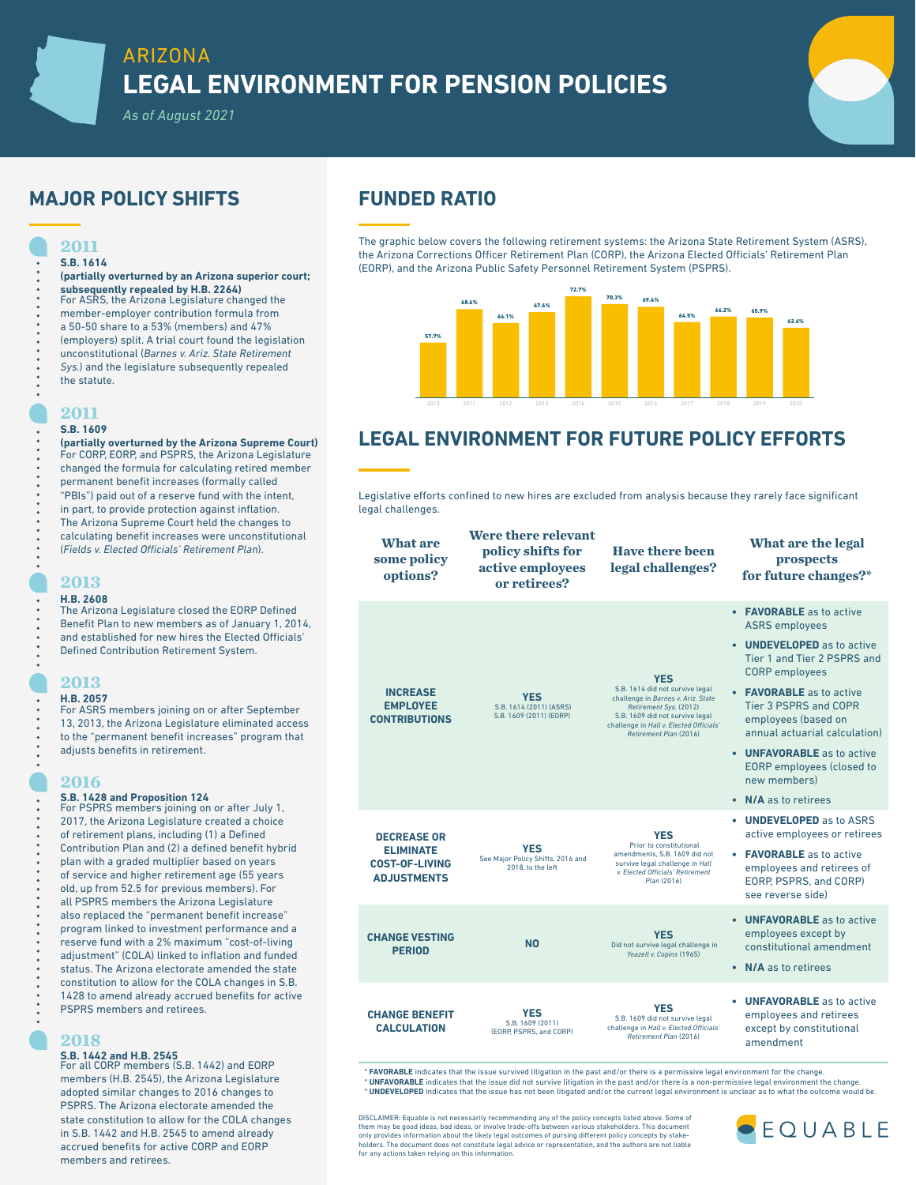# ARIZONA
# LEGAL ENVIRONMENT FOR PENSION POLICIES

*As of August 2021*

## MAJOR POLICY SHIFTS

### 2011

**S.B. 1614**

**(partially overturned by an Arizona superior court; subsequently repealed by H.B. 2264)**

For ASRS, the Arizona Legislature changed the member-employer contribution formula from a 50-50 share to a 53% (members) and 47% (employers) split. A trial court found the legislation unconstitutional (*Barnes v. Ariz. State Retirement Sys.*) and the legislature subsequently repealed the statute.

### 2011

**S.B. 1609**

**(partially overturned by the Arizona Supreme Court)**

For CORP, EORP, and PSPRS, the Arizona Legislature changed the formula for calculating retired member permanent benefit increases (formally called "PBIs") paid out of a reserve fund with the intent, in part, to provide protection against inflation. The Arizona Supreme Court held the changes to calculating benefit increases were unconstitutional (*Fields v. Elected Officials' Retirement Plan*).

### 2013

**H.B. 2608**

The Arizona Legislature closed the EORP Defined Benefit Plan to new members as of January 1, 2014, and established for new hires the Elected Officials' Defined Contribution Retirement System.

### 2013

**H.B. 2057**

For ASRS members joining on or after September 13, 2013, the Arizona Legislature eliminated access to the "permanent benefit increases" program that adjusts benefits in retirement.

### 2016

**S.B. 1428 and Proposition 124**

For PSPRS members joining on or after July 1, 2017, the Arizona Legislature created a choice of retirement plans, including (1) a Defined Contribution Plan and (2) a defined benefit hybrid plan with a graded multiplier based on years of service and higher retirement age (55 years old, up from 52.5 for previous members). For all PSPRS members the Arizona Legislature also replaced the "permanent benefit increase" program linked to investment performance and a reserve fund with a 2% maximum "cost-of-living adjustment" (COLA) linked to inflation and funded status. The Arizona electorate amended the state constitution to allow for the COLA changes in S.B. 1428 to amend already accrued benefits for active PSPRS members and retirees.

### 2018

**S.B. 1442 and H.B. 2545**

For all CORP members (S.B. 1442) and EORP members (H.B. 2545), the Arizona Legislature adopted similar changes to 2016 changes to PSPRS. The Arizona electorate amended the state constitution to allow for the COLA changes in S.B. 1442 and H.B. 2545 to amend already accrued benefits for active CORP and EORP members and retirees.

## FUNDED RATIO

The graphic below covers the following retirement systems: the Arizona State Retirement System (ASRS), the Arizona Corrections Officer Retirement Plan (CORP), the Arizona Elected Officials' Retirement Plan (EORP), and the Arizona Public Safety Personnel Retirement System (PSPRS).

| Year | Funded Ratio |
|---|---|
| 2010 | 57.7% |
| 2011 | 68.6% |
| 2012 | 64.1% |
| 2013 | 67.6% |
| 2014 | 72.7% |
| 2015 | 70.3% |
| 2016 | 69.4% |
| 2017 | 64.5% |
| 2018 | 66.2% |
| 2019 | 65.9% |
| 2020 | 62.6% |

## LEGAL ENVIRONMENT FOR FUTURE POLICY EFFORTS

Legislative efforts confined to new hires are excluded from analysis because they rarely face significant legal challenges.

| What are some policy options? | Were there relevant policy shifts for active employees or retirees? | Have there been legal challenges? | What are the legal prospects for future changes?* |
|---|---|---|---|
| **INCREASE EMPLOYEE CONTRIBUTIONS** | **YES** S.B. 1614 (2011) (ASRS) S.B. 1609 (2011) (EORP) | **YES** S.B. 1614 did not survive legal challenge in *Barnes v. Ariz. State Retirement Sys.* (2012) S.B. 1609 did not survive legal challenge in *Hall v. Elected Officials' Retirement Plan* (2016) | • **FAVORABLE** as to active ASRS employees<br>• **UNDEVELOPED** as to active Tier 1 and Tier 2 PSPRS and CORP employees<br>• **FAVORABLE** as to active Tier 3 PSPRS and COPR employees (based on annual actuarial calculation)<br>• **UNFAVORABLE** as to active EORP employees (closed to new members)<br>• **N/A** as to retirees |
| **DECREASE OR ELIMINATE COST-OF-LIVING ADJUSTMENTS** | **YES** See Major Policy Shifts, 2016 and 2018, to the left | **YES** Prior to constitutional amendments, S.B. 1609 did not survive legal challenge in *Hall v. Elected Officials' Retirement Plan* (2016) | • **UNDEVELOPED** as to ASRS active employees or retirees<br>• **FAVORABLE** as to active employees and retirees of EORP, PSPRS, and CORP) see reverse side) |
| **CHANGE VESTING PERIOD** | **NO** | **YES** Did not survive legal challenge in *Yeazell v. Copins* (1965) | • **UNFAVORABLE** as to active employees except by constitutional amendment<br>• **N/A** as to retirees |
| **CHANGE BENEFIT CALCULATION** | **YES** S.B. 1609 (2011) (EORP, PSPRS, and CORP) | **YES** S.B. 1609 did not survive legal challenge in *Hall v. Elected Officials' Retirement Plan* (2016) | • **UNFAVORABLE** as to active employees and retirees except by constitutional amendment |

\* **FAVORABLE** indicates that the issue survived litigation in the past and/or there is a permissive legal environment for the change.
\* **UNFAVORABLE** indicates that the issue did not survive litigation in the past and/or there is a non-permissive legal environment the change.
\* **UNDEVELOPED** indicates that the issue has not been litigated and/or the current legal environment is unclear as to what the outcome would be.

DISCLAIMER: Equable is not necessarily recommending any of the policy concepts listed above. Some of them may be good ideas, bad ideas, or involve trade-offs between various stakeholders. This document only provides information about the likely legal outcomes of pursing different policy concepts by stakeholders. The document does not constitute legal advice or representation, and the authors are not liable for any actions taken relying on this information.

EQUABLE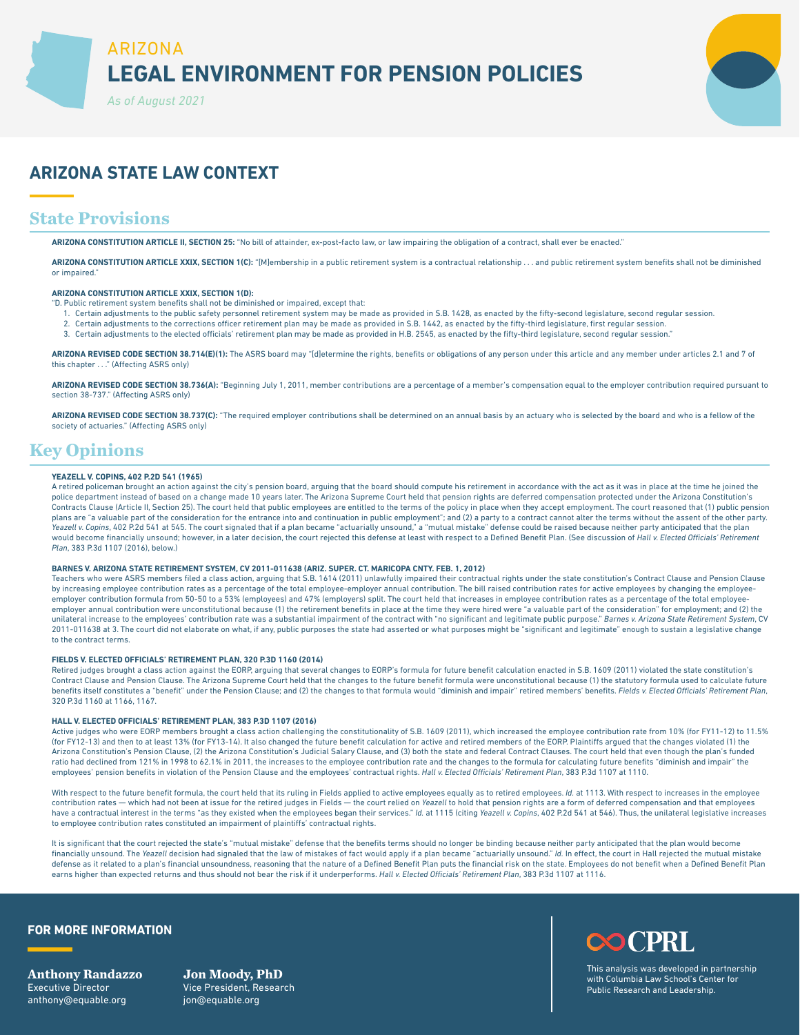# ARIZONA

# LEGAL ENVIRONMENT FOR PENSION POLICIES

*As of August 2021*

## ARIZONA STATE LAW CONTEXT

### State Provisions

**ARIZONA CONSTITUTION ARTICLE II, SECTION 25:** "No bill of attainder, ex-post-facto law, or law impairing the obligation of a contract, shall ever be enacted."

**ARIZONA CONSTITUTION ARTICLE XXIX, SECTION 1(C):** "[M]embership in a public retirement system is a contractual relationship . . . and public retirement system benefits shall not be diminished or impaired."

**ARIZONA CONSTITUTION ARTICLE XXIX, SECTION 1(D):**
"D. Public retirement system benefits shall not be diminished or impaired, except that:

1. Certain adjustments to the public safety personnel retirement system may be made as provided in S.B. 1428, as enacted by the fifty-second legislature, second regular session.
2. Certain adjustments to the corrections officer retirement plan may be made as provided in S.B. 1442, as enacted by the fifty-third legislature, first regular session.
3. Certain adjustments to the elected officials' retirement plan may be made as provided in H.B. 2545, as enacted by the fifty-third legislature, second regular session."

**ARIZONA REVISED CODE SECTION 38.714(E)(1):** The ASRS board may "[d]etermine the rights, benefits or obligations of any person under this article and any member under articles 2.1 and 7 of this chapter . . ." (Affecting ASRS only)

**ARIZONA REVISED CODE SECTION 38.736(A):** "Beginning July 1, 2011, member contributions are a percentage of a member's compensation equal to the employer contribution required pursuant to section 38-737." (Affecting ASRS only)

**ARIZONA REVISED CODE SECTION 38.737(C):** "The required employer contributions shall be determined on an annual basis by an actuary who is selected by the board and who is a fellow of the society of actuaries." (Affecting ASRS only)

### Key Opinions

**YEAZELL V. COPINS, 402 P.2D 541 (1965)**
A retired policeman brought an action against the city's pension board, arguing that the board should compute his retirement in accordance with the act as it was in place at the time he joined the police department instead of based on a change made 10 years later. The Arizona Supreme Court held that pension rights are deferred compensation protected under the Arizona Constitution's Contracts Clause (Article II, Section 25). The court held that public employees are entitled to the terms of the policy in place when they accept employment. The court reasoned that (1) public pension plans are "a valuable part of the consideration for the entrance into and continuation in public employment"; and (2) a party to a contract cannot alter the terms without the assent of the other party. *Yeazell v. Copins*, 402 P.2d 541 at 545. The court signaled that if a plan became "actuarially unsound," a "mutual mistake" defense could be raised because neither party anticipated that the plan would become financially unsound; however, in a later decision, the court rejected this defense at least with respect to a Defined Benefit Plan. (See discussion of *Hall v. Elected Officials' Retirement Plan*, 383 P.3d 1107 (2016), below.)

**BARNES V. ARIZONA STATE RETIREMENT SYSTEM, CV 2011-011638 (ARIZ. SUPER. CT. MARICOPA CNTY. FEB. 1, 2012)**
Teachers who were ASRS members filed a class action, arguing that S.B. 1614 (2011) unlawfully impaired their contractual rights under the state constitution's Contract Clause and Pension Clause by increasing employee contribution rates as a percentage of the total employee-employer annual contribution. The bill raised contribution rates for active employees by changing the employee-employer contribution formula from 50-50 to a 53% (employees) and 47% (employers) split. The court held that increases in employee contribution rates as a percentage of the total employee-employer annual contribution were unconstitutional because (1) the retirement benefits in place at the time they were hired were "a valuable part of the consideration" for employment; and (2) the unilateral increase to the employees' contribution rate was a substantial impairment of the contract with "no significant and legitimate public purpose." *Barnes v. Arizona State Retirement System*, CV 2011-011638 at 3. The court did not elaborate on what, if any, public purposes the state had asserted or what purposes might be "significant and legitimate" enough to sustain a legislative change to the contract terms.

**FIELDS V. ELECTED OFFICIALS' RETIREMENT PLAN, 320 P.3D 1160 (2014)**
Retired judges brought a class action against the EORP, arguing that several changes to EORP's formula for future benefit calculation enacted in S.B. 1609 (2011) violated the state constitution's Contract Clause and Pension Clause. The Arizona Supreme Court held that the changes to the future benefit formula were unconstitutional because (1) the statutory formula used to calculate future benefits itself constitutes a "benefit" under the Pension Clause; and (2) the changes to that formula would "diminish and impair" retired members' benefits. *Fields v. Elected Officials' Retirement Plan*, 320 P.3d 1160 at 1166, 1167.

**HALL V. ELECTED OFFICIALS' RETIREMENT PLAN, 383 P.3D 1107 (2016)**
Active judges who were EORP members brought a class action challenging the constitutionality of S.B. 1609 (2011), which increased the employee contribution rate from 10% (for FY11-12) to 11.5% (for FY12-13) and then to at least 13% (for FY13-14). It also changed the future benefit calculation for active and retired members of the EORP. Plaintiffs argued that the changes violated (1) the Arizona Constitution's Pension Clause, (2) the Arizona Constitution's Judicial Salary Clause, and (3) both the state and federal Contract Clauses. The court held that even though the plan's funded ratio had declined from 121% in 1998 to 62.1% in 2011, the increases to the employee contribution rate and the changes to the formula for calculating future benefits "diminish and impair" the employees' pension benefits in violation of the Pension Clause and the employees' contractual rights. *Hall v. Elected Officials' Retirement Plan*, 383 P.3d 1107 at 1110.

With respect to the future benefit formula, the court held that its ruling in Fields applied to active employees equally as to retired employees. *Id.* at 1113. With respect to increases in the employee contribution rates — which had not been at issue for the retired judges in Fields — the court relied on *Yeazell* to hold that pension rights are a form of deferred compensation and that employees have a contractual interest in the terms "as they existed when the employees began their services." *Id.* at 1115 (citing *Yeazell v. Copins*, 402 P.2d 541 at 546). Thus, the unilateral legislative increases to employee contribution rates constituted an impairment of plaintiffs' contractual rights.

It is significant that the court rejected the state's "mutual mistake" defense that the benefits terms should no longer be binding because neither party anticipated that the plan would become financially unsound. The *Yeazell* decision had signaled that the law of mistakes of fact would apply if a plan became "actuarially unsound." *Id.* In effect, the court in Hall rejected the mutual mistake defense as it related to a plan's financial unsoundness, reasoning that the nature of a Defined Benefit Plan puts the financial risk on the state. Employees do not benefit when a Defined Benefit Plan earns higher than expected returns and thus should not bear the risk if it underperforms. *Hall v. Elected Officials' Retirement Plan*, 383 P.3d 1107 at 1116.

## FOR MORE INFORMATION

**Anthony Randazzo**
Executive Director
anthony@equable.org

**Jon Moody, PhD**
Vice President, Research
jon@equable.org

CPRL

This analysis was developed in partnership with Columbia Law School's Center for Public Research and Leadership.